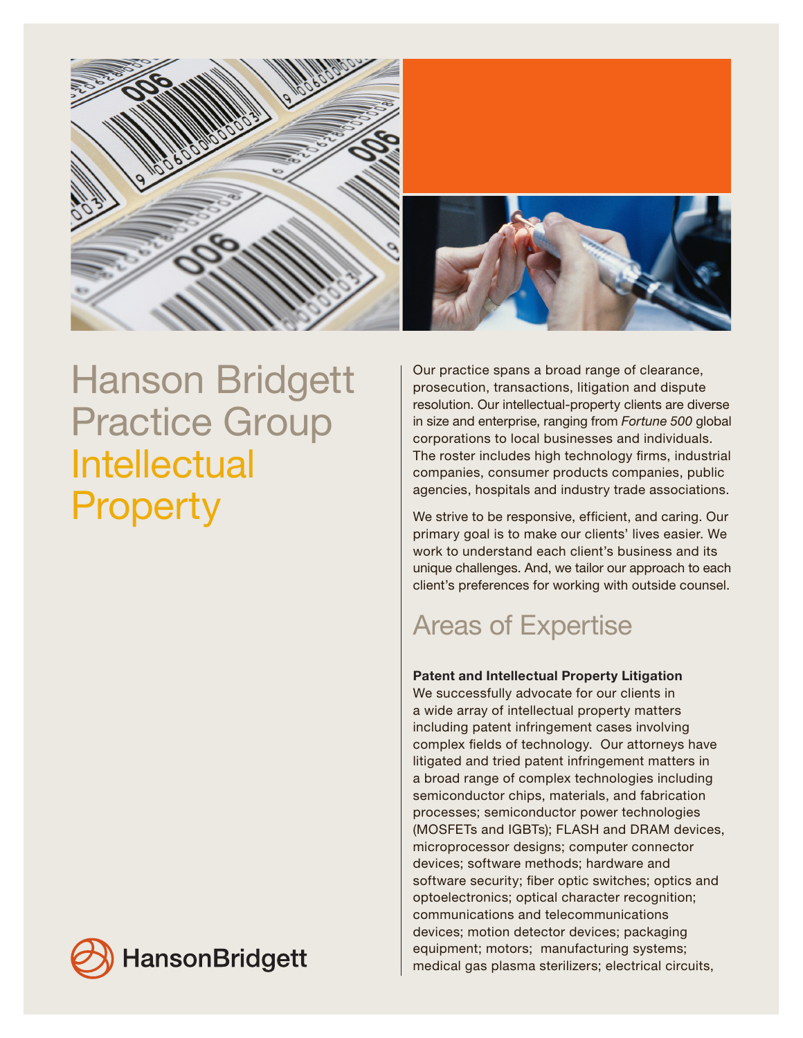# Hanson Bridgett Practice Group Intellectual Property

Our practice spans a broad range of clearance, prosecution, transactions, litigation and dispute resolution. Our intellectual-property clients are diverse in size and enterprise, ranging from *Fortune 500* global corporations to local businesses and individuals. The roster includes high technology firms, industrial companies, consumer products companies, public agencies, hospitals and industry trade associations.

We strive to be responsive, efficient, and caring. Our primary goal is to make our clients' lives easier. We work to understand each client's business and its unique challenges. And, we tailor our approach to each client's preferences for working with outside counsel.

## Areas of Expertise

**Patent and Intellectual Property Litigation**

We successfully advocate for our clients in a wide array of intellectual property matters including patent infringement cases involving complex fields of technology. Our attorneys have litigated and tried patent infringement matters in a broad range of complex technologies including semiconductor chips, materials, and fabrication processes; semiconductor power technologies (MOSFETs and IGBTs); FLASH and DRAM devices, microprocessor designs; computer connector devices; software methods; hardware and software security; fiber optic switches; optics and optoelectronics; optical character recognition; communications and telecommunications devices; motion detector devices; packaging equipment; motors; manufacturing systems; medical gas plasma sterilizers; electrical circuits,

HansonBridgett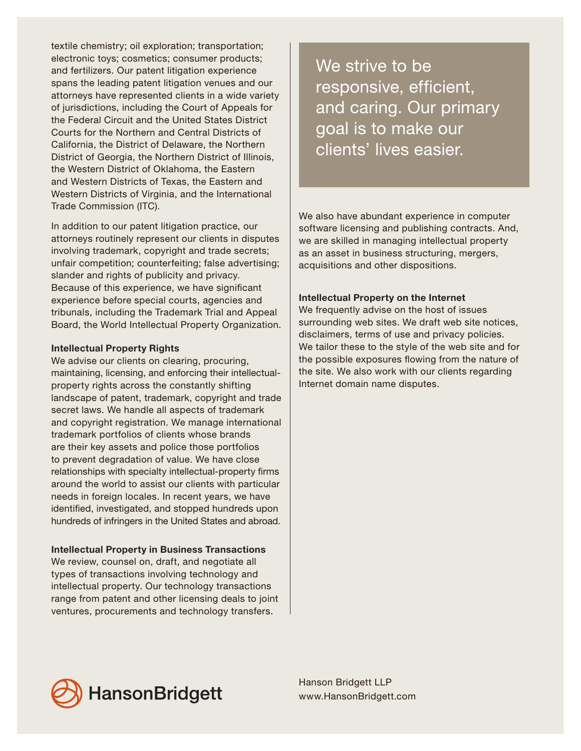textile chemistry; oil exploration; transportation; electronic toys; cosmetics; consumer products; and fertilizers. Our patent litigation experience spans the leading patent litigation venues and our attorneys have represented clients in a wide variety of jurisdictions, including the Court of Appeals for the Federal Circuit and the United States District Courts for the Northern and Central Districts of California, the District of Delaware, the Northern District of Georgia, the Northern District of Illinois, the Western District of Oklahoma, the Eastern and Western Districts of Texas, the Eastern and Western Districts of Virginia, and the International Trade Commission (ITC).

In addition to our patent litigation practice, our attorneys routinely represent our clients in disputes involving trademark, copyright and trade secrets; unfair competition; counterfeiting; false advertising; slander and rights of publicity and privacy. Because of this experience, we have significant experience before special courts, agencies and tribunals, including the Trademark Trial and Appeal Board, the World Intellectual Property Organization.

**Intellectual Property Rights**

We advise our clients on clearing, procuring, maintaining, licensing, and enforcing their intellectual-property rights across the constantly shifting landscape of patent, trademark, copyright and trade secret laws. We handle all aspects of trademark and copyright registration. We manage international trademark portfolios of clients whose brands are their key assets and police those portfolios to prevent degradation of value. We have close relationships with specialty intellectual-property firms around the world to assist our clients with particular needs in foreign locales. In recent years, we have identified, investigated, and stopped hundreds upon hundreds of infringers in the United States and abroad.

**Intellectual Property in Business Transactions**

We review, counsel on, draft, and negotiate all types of transactions involving technology and intellectual property. Our technology transactions range from patent and other licensing deals to joint ventures, procurements and technology transfers.

> We strive to be responsive, efficient, and caring. Our primary goal is to make our clients' lives easier.

We also have abundant experience in computer software licensing and publishing contracts. And, we are skilled in managing intellectual property as an asset in business structuring, mergers, acquisitions and other dispositions.

**Intellectual Property on the Internet**

We frequently advise on the host of issues surrounding web sites. We draft web site notices, disclaimers, terms of use and privacy policies. We tailor these to the style of the web site and for the possible exposures flowing from the nature of the site. We also work with our clients regarding Internet domain name disputes.

HansonBridgett

Hanson Bridgett LLP
www.HansonBridgett.com